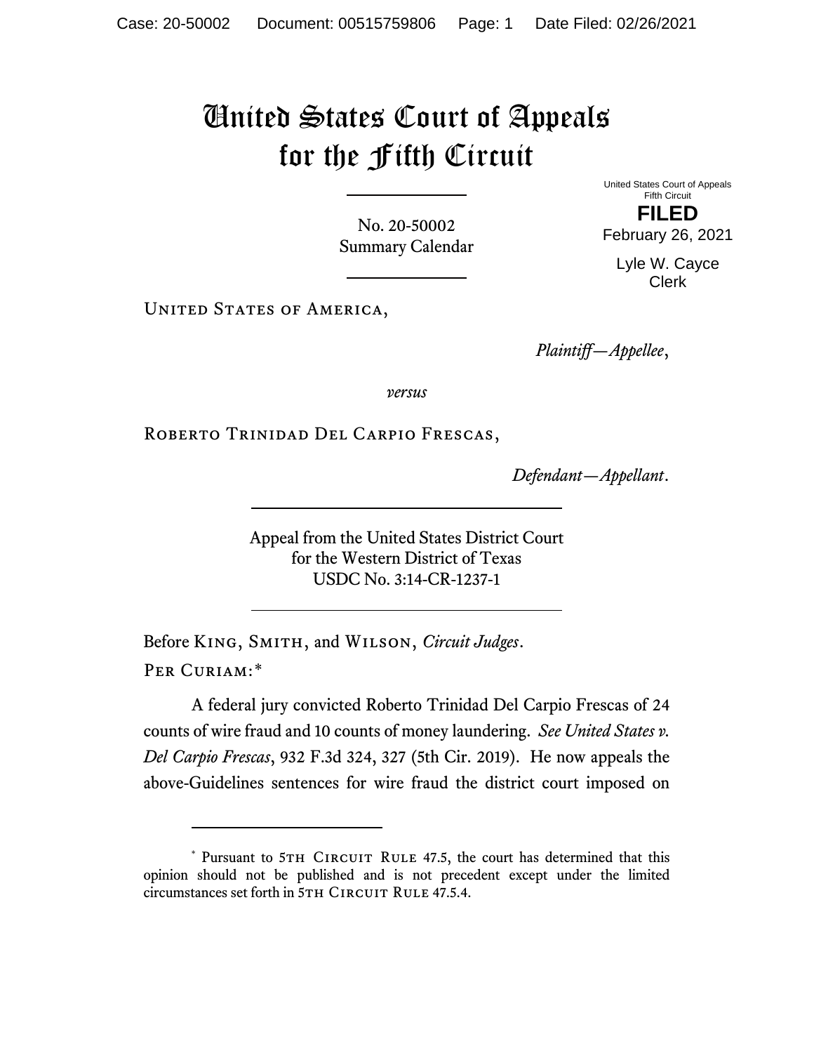# United States Court of Appeals for the Fifth Circuit

No. 20-50002
Summary Calendar

United States Court of Appeals
Fifth Circuit

**FILED**

February 26, 2021

Lyle W. Cayce
Clerk

UNITED STATES OF AMERICA,

*Plaintiff—Appellee*,

*versus*

ROBERTO TRINIDAD DEL CARPIO FRESCAS,

*Defendant—Appellant*.

Appeal from the United States District Court
for the Western District of Texas
USDC No. 3:14-CR-1237-1

Before KING, SMITH, and WILSON, *Circuit Judges*.

PER CURIAM:*

A federal jury convicted Roberto Trinidad Del Carpio Frescas of 24 counts of wire fraud and 10 counts of money laundering. *See United States v. Del Carpio Frescas*, 932 F.3d 324, 327 (5th Cir. 2019). He now appeals the above-Guidelines sentences for wire fraud the district court imposed on

---

* Pursuant to 5TH CIRCUIT RULE 47.5, the court has determined that this opinion should not be published and is not precedent except under the limited circumstances set forth in 5TH CIRCUIT RULE 47.5.4.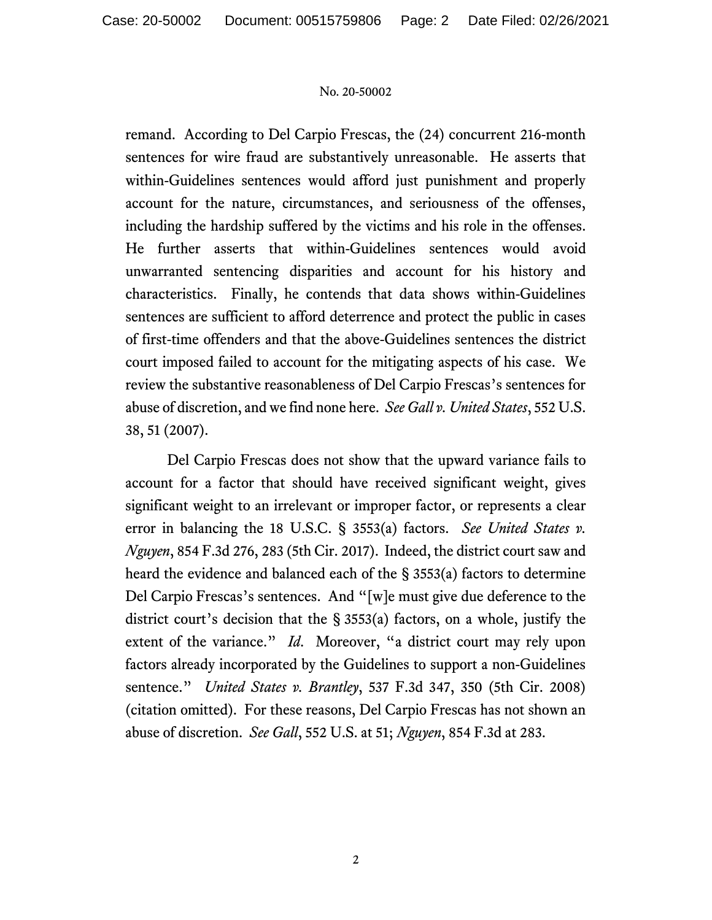remand. According to Del Carpio Frescas, the (24) concurrent 216-month sentences for wire fraud are substantively unreasonable. He asserts that within-Guidelines sentences would afford just punishment and properly account for the nature, circumstances, and seriousness of the offenses, including the hardship suffered by the victims and his role in the offenses. He further asserts that within-Guidelines sentences would avoid unwarranted sentencing disparities and account for his history and characteristics. Finally, he contends that data shows within-Guidelines sentences are sufficient to afford deterrence and protect the public in cases of first-time offenders and that the above-Guidelines sentences the district court imposed failed to account for the mitigating aspects of his case. We review the substantive reasonableness of Del Carpio Frescas's sentences for abuse of discretion, and we find none here. *See Gall v. United States*, 552 U.S. 38, 51 (2007).

Del Carpio Frescas does not show that the upward variance fails to account for a factor that should have received significant weight, gives significant weight to an irrelevant or improper factor, or represents a clear error in balancing the 18 U.S.C. § 3553(a) factors. *See United States v. Nguyen*, 854 F.3d 276, 283 (5th Cir. 2017). Indeed, the district court saw and heard the evidence and balanced each of the § 3553(a) factors to determine Del Carpio Frescas's sentences. And "[w]e must give due deference to the district court's decision that the § 3553(a) factors, on a whole, justify the extent of the variance." *Id*. Moreover, "a district court may rely upon factors already incorporated by the Guidelines to support a non-Guidelines sentence." *United States v. Brantley*, 537 F.3d 347, 350 (5th Cir. 2008) (citation omitted). For these reasons, Del Carpio Frescas has not shown an abuse of discretion. *See Gall*, 552 U.S. at 51; *Nguyen*, 854 F.3d at 283.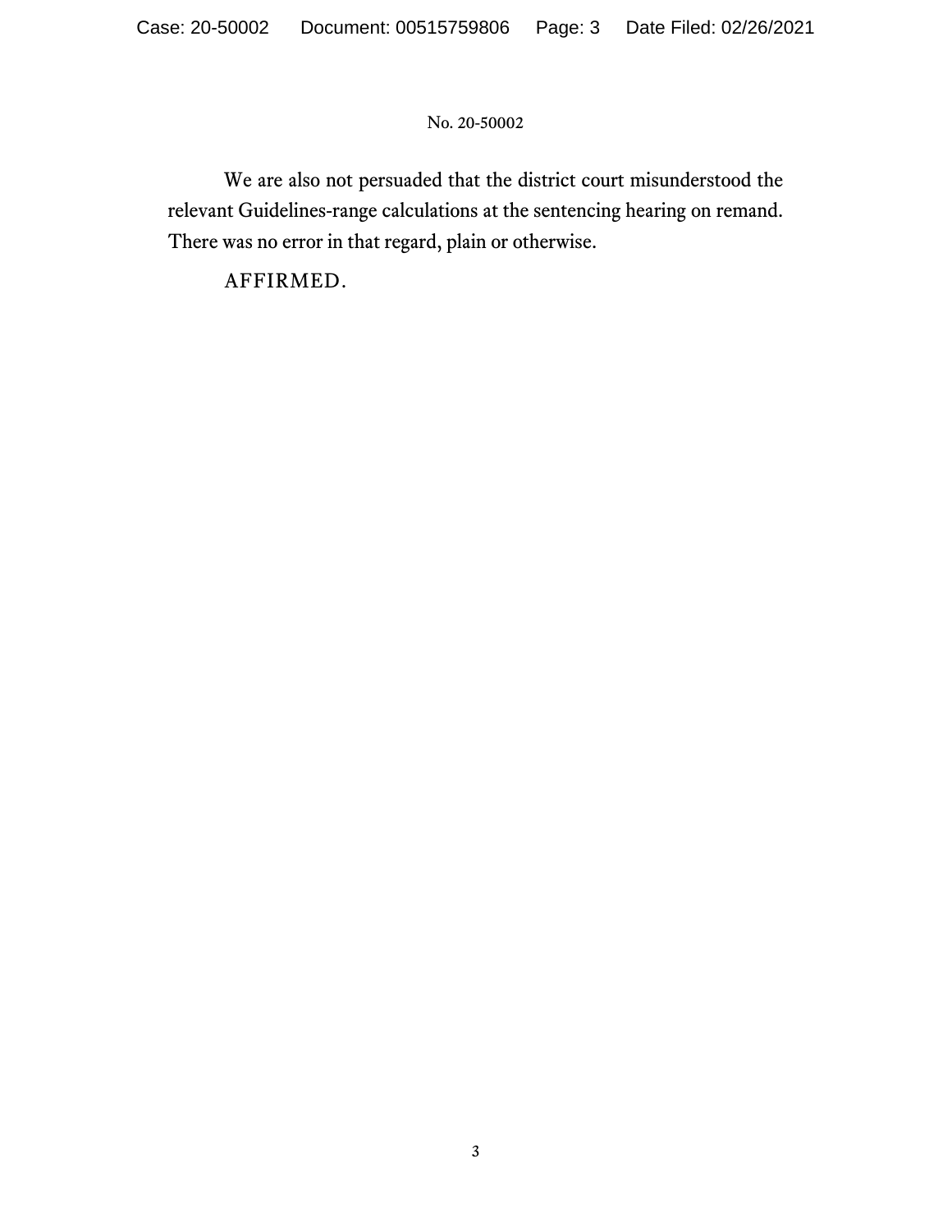We are also not persuaded that the district court misunderstood the relevant Guidelines-range calculations at the sentencing hearing on remand. There was no error in that regard, plain or otherwise.

AFFIRMED.